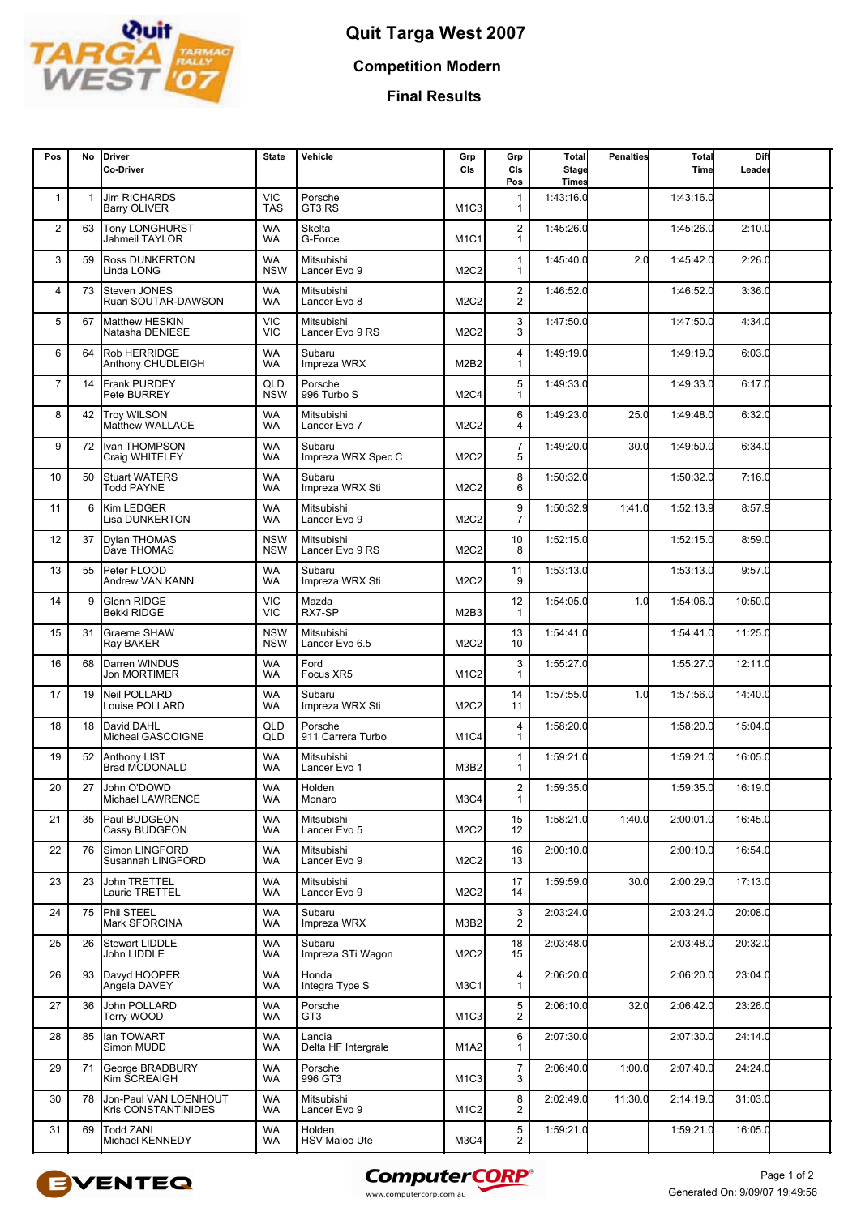# Quit Targa West 2007

## Competition Modern

## Final Results

| Pos | No | Driver<br>Co-Driver | State | Vehicle | Grp Cls | Grp Cls Pos | Total Stage Times | Penalties | Total Time | Diff Leader |
|---|---|---|---|---|---|---|---|---|---|---|
| 1 | 1 | Jim RICHARDS<br>Barry OLIVER | VIC<br>TAS | Porsche<br>GT3 RS | M1C3 | 1<br>1 | 1:43:16.0 | | 1:43:16.0 | |
| 2 | 63 | Tony LONGHURST<br>Jahmeil TAYLOR | WA<br>WA | Skelta<br>G-Force | M1C1 | 2<br>1 | 1:45:26.0 | | 1:45:26.0 | 2:10.0 |
| 3 | 59 | Ross DUNKERTON<br>Linda LONG | WA<br>NSW | Mitsubishi<br>Lancer Evo 9 | M2C2 | 1<br>1 | 1:45:40.0 | 2.0 | 1:45:42.0 | 2:26.0 |
| 4 | 73 | Steven JONES<br>Ruari SOUTAR-DAWSON | WA<br>WA | Mitsubishi<br>Lancer Evo 8 | M2C2 | 2<br>2 | 1:46:52.0 | | 1:46:52.0 | 3:36.0 |
| 5 | 67 | Matthew HESKIN<br>Natasha DENIESE | VIC<br>VIC | Mitsubishi<br>Lancer Evo 9 RS | M2C2 | 3<br>3 | 1:47:50.0 | | 1:47:50.0 | 4:34.0 |
| 6 | 64 | Rob HERRIDGE<br>Anthony CHUDLEIGH | WA<br>WA | Subaru<br>Impreza WRX | M2B2 | 4<br>1 | 1:49:19.0 | | 1:49:19.0 | 6:03.0 |
| 7 | 14 | Frank PURDEY<br>Pete BURREY | QLD<br>NSW | Porsche<br>996 Turbo S | M2C4 | 5<br>1 | 1:49:33.0 | | 1:49:33.0 | 6:17.0 |
| 8 | 42 | Troy WILSON<br>Matthew WALLACE | WA<br>WA | Mitsubishi<br>Lancer Evo 7 | M2C2 | 6<br>4 | 1:49:23.0 | 25.0 | 1:49:48.0 | 6:32.0 |
| 9 | 72 | Ivan THOMPSON<br>Craig WHITELEY | WA<br>WA | Subaru<br>Impreza WRX Spec C | M2C2 | 7<br>5 | 1:49:20.0 | 30.0 | 1:49:50.0 | 6:34.0 |
| 10 | 50 | Stuart WATERS<br>Todd PAYNE | WA<br>WA | Subaru<br>Impreza WRX Sti | M2C2 | 8<br>6 | 1:50:32.0 | | 1:50:32.0 | 7:16.0 |
| 11 | 6 | Kim LEDGER<br>Lisa DUNKERTON | WA<br>WA | Mitsubishi<br>Lancer Evo 9 | M2C2 | 9<br>7 | 1:50:32.9 | 1:41.0 | 1:52:13.9 | 8:57.9 |
| 12 | 37 | Dylan THOMAS<br>Dave THOMAS | NSW<br>NSW | Mitsubishi<br>Lancer Evo 9 RS | M2C2 | 10<br>8 | 1:52:15.0 | | 1:52:15.0 | 8:59.0 |
| 13 | 55 | Peter FLOOD<br>Andrew VAN KANN | WA<br>WA | Subaru<br>Impreza WRX Sti | M2C2 | 11<br>9 | 1:53:13.0 | | 1:53:13.0 | 9:57.0 |
| 14 | 9 | Glenn RIDGE<br>Bekki RIDGE | VIC<br>VIC | Mazda<br>RX7-SP | M2B3 | 12<br>1 | 1:54:05.0 | 1.0 | 1:54:06.0 | 10:50.0 |
| 15 | 31 | Graeme SHAW<br>Ray BAKER | NSW<br>NSW | Mitsubishi<br>Lancer Evo 6.5 | M2C2 | 13<br>10 | 1:54:41.0 | | 1:54:41.0 | 11:25.0 |
| 16 | 68 | Darren WINDUS<br>Jon MORTIMER | WA<br>WA | Ford<br>Focus XR5 | M1C2 | 3<br>1 | 1:55:27.0 | | 1:55:27.0 | 12:11.0 |
| 17 | 19 | Neil POLLARD<br>Louise POLLARD | WA<br>WA | Subaru<br>Impreza WRX Sti | M2C2 | 14<br>11 | 1:57:55.0 | 1.0 | 1:57:56.0 | 14:40.0 |
| 18 | 18 | David DAHL<br>Micheal GASCOIGNE | QLD<br>QLD | Porsche<br>911 Carrera Turbo | M1C4 | 4<br>1 | 1:58:20.0 | | 1:58:20.0 | 15:04.0 |
| 19 | 52 | Anthony LIST<br>Brad MCDONALD | WA<br>WA | Mitsubishi<br>Lancer Evo 1 | M3B2 | 1<br>1 | 1:59:21.0 | | 1:59:21.0 | 16:05.0 |
| 20 | 27 | John O'DOWD<br>Michael LAWRENCE | WA<br>WA | Holden<br>Monaro | M3C4 | 2<br>1 | 1:59:35.0 | | 1:59:35.0 | 16:19.0 |
| 21 | 35 | Paul BUDGEON<br>Cassy BUDGEON | WA<br>WA | Mitsubishi<br>Lancer Evo 5 | M2C2 | 15<br>12 | 1:58:21.0 | 1:40.0 | 2:00:01.0 | 16:45.0 |
| 22 | 76 | Simon LINGFORD<br>Susannah LINGFORD | WA<br>WA | Mitsubishi<br>Lancer Evo 9 | M2C2 | 16<br>13 | 2:00:10.0 | | 2:00:10.0 | 16:54.0 |
| 23 | 23 | John TRETTEL<br>Laurie TRETTEL | WA<br>WA | Mitsubishi<br>Lancer Evo 9 | M2C2 | 17<br>14 | 1:59:59.0 | 30.0 | 2:00:29.0 | 17:13.0 |
| 24 | 75 | Phil STEEL<br>Mark SFORCINA | WA<br>WA | Subaru<br>Impreza WRX | M3B2 | 3<br>2 | 2:03:24.0 | | 2:03:24.0 | 20:08.0 |
| 25 | 26 | Stewart LIDDLE<br>John LIDDLE | WA<br>WA | Subaru<br>Impreza STi Wagon | M2C2 | 18<br>15 | 2:03:48.0 | | 2:03:48.0 | 20:32.0 |
| 26 | 93 | Davyd HOOPER<br>Angela DAVEY | WA<br>WA | Honda<br>Integra Type S | M3C1 | 4<br>1 | 2:06:20.0 | | 2:06:20.0 | 23:04.0 |
| 27 | 36 | John POLLARD<br>Terry WOOD | WA<br>WA | Porsche<br>GT3 | M1C3 | 5<br>2 | 2:06:10.0 | 32.0 | 2:06:42.0 | 23:26.0 |
| 28 | 85 | Ian TOWART<br>Simon MUDD | WA<br>WA | Lancia<br>Delta HF Intergrale | M1A2 | 6<br>1 | 2:07:30.0 | | 2:07:30.0 | 24:14.0 |
| 29 | 71 | George BRADBURY<br>Kim SCREAIGH | WA<br>WA | Porsche<br>996 GT3 | M1C3 | 7<br>3 | 2:06:40.0 | 1:00.0 | 2:07:40.0 | 24:24.0 |
| 30 | 78 | Jon-Paul VAN LOENHOUT<br>Kris CONSTANTINIDES | WA<br>WA | Mitsubishi<br>Lancer Evo 9 | M1C2 | 8<br>2 | 2:02:49.0 | 11:30.0 | 2:14:19.0 | 31:03.0 |
| 31 | 69 | Todd ZANI<br>Michael KENNEDY | WA<br>WA | Holden<br>HSV Maloo Ute | M3C4 | 5<br>2 | 1:59:21.0 | | 1:59:21.0 | 16:05.0 |

Generated On: 9/09/07 19:49:56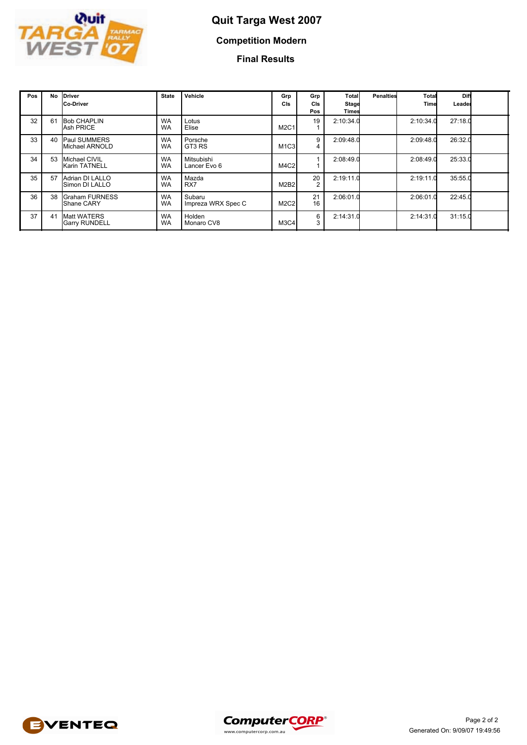# Quit Targa West 2007

## Competition Modern

### Final Results

| Pos | No | Driver<br>Co-Driver | State | Vehicle | Grp Cls | Grp Cls Pos | Total Stage Times | Penalties | Total Time | Diff Leader |
|---|---|---|---|---|---|---|---|---|---|---|
| 32 | 61 | Bob CHAPLIN<br>Ash PRICE | WA<br>WA | Lotus<br>Elise | M2C1 | 19<br>1 | 2:10:34.0 | | 2:10:34.0 | 27:18.0 |
| 33 | 40 | Paul SUMMERS<br>Michael ARNOLD | WA<br>WA | Porsche<br>GT3 RS | M1C3 | 9<br>4 | 2:09:48.0 | | 2:09:48.0 | 26:32.0 |
| 34 | 53 | Michael CIVIL<br>Karin TATNELL | WA<br>WA | Mitsubishi<br>Lancer Evo 6 | M4C2 | 1<br>1 | 2:08:49.0 | | 2:08:49.0 | 25:33.0 |
| 35 | 57 | Adrian DI LALLO<br>Simon DI LALLO | WA<br>WA | Mazda<br>RX7 | M2B2 | 20<br>2 | 2:19:11.0 | | 2:19:11.0 | 35:55.0 |
| 36 | 38 | Graham FURNESS<br>Shane CARY | WA<br>WA | Subaru<br>Impreza WRX Spec C | M2C2 | 21<br>16 | 2:06:01.0 | | 2:06:01.0 | 22:45.0 |
| 37 | 41 | Matt WATERS<br>Garry RUNDELL | WA<br>WA | Holden<br>Monaro CV8 | M3C4 | 6<br>3 | 2:14:31.0 | | 2:14:31.0 | 31:15.0 |

Generated On: 9/09/07 19:49:56